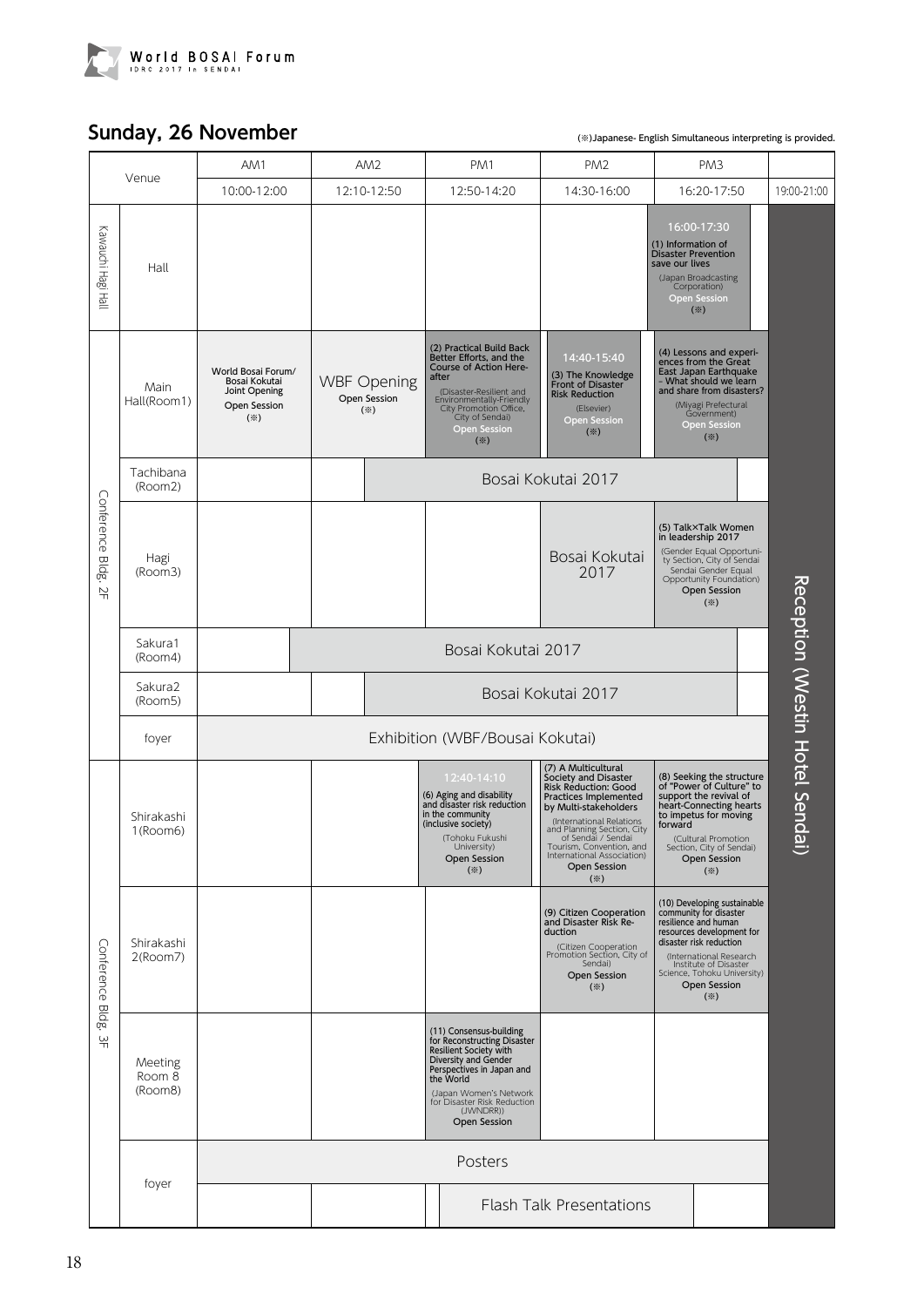## Sunday, 26 November

(※)Japanese- English Simultaneous interpreting is provided.

| Venue | | AM1 10:00-12:00 | AM2 12:10-12:50 | PM1 12:50-14:20 | PM2 14:30-16:00 | PM3 16:20-17:50 | 19:00-21:00 |
|---|---|---|---|---|---|---|---|
| Kawauchi Hagi Hall | Hall | | | | | 16:00-17:30 (1) Information of Disaster Prevention save our lives (Japan Broadcasting Corporation) Open Session (※) | Reception (Westin Hotel Sendai) |
| Conference Bldg. 2F | Main Hall(Room1) | World Bosai Forum/ Bosai Kokutai Joint Opening Open Session (※) | WBF Opening Open Session (※) | (2) Practical Build Back Better Efforts, and the Course of Action Here-after (Disaster-Resilient and Environmentally-Friendly City Promotion Office, City of Sendai) Open Session (※) | 14:40-15:40 (3) The Knowledge Front of Disaster Risk Reduction (Elsevier) Open Session (※) | (4) Lessons and experiences from the Great East Japan Earthquake – What should we learn and share from disasters? (Miyagi Prefectural Government) Open Session (※) | |
| | Tachibana (Room2) | | | Bosai Kokutai 2017 | Bosai Kokutai 2017 | Bosai Kokutai 2017 | |
| | Hagi (Room3) | | | | Bosai Kokutai 2017 | (5) Talk×Talk Women in leadership 2017 (Gender Equal Opportunity Section, City of Sendai Sendai Gender Equal Opportunity Foundation) Open Session (※) | |
| | Sakura1 (Room4) | | Bosai Kokutai 2017 | Bosai Kokutai 2017 | Bosai Kokutai 2017 | Bosai Kokutai 2017 | |
| | Sakura2 (Room5) | | | Bosai Kokutai 2017 | Bosai Kokutai 2017 | Bosai Kokutai 2017 | |
| | foyer | Exhibition (WBF/Bousai Kokutai) | | | | | |
| Conference Bldg. 3F | Shirakashi 1(Room6) | | | 12:40-14:10 (6) Aging and disability and disaster risk reduction in the community (inclusive society) (Tohoku Fukushi University) Open Session (※) | (7) A Multicultural Society and Disaster Risk Reduction: Good Practices Implemented by Multi-stakeholders (International Relations and Planning Section, City of Sendai / Sendai Tourism, Convention, and International Association) Open Session (※) | (8) Seeking the structure of "Power of Culture" to support the revival of heart-Connecting hearts to impetus for moving forward (Cultural Promotion Section, City of Sendai) Open Session (※) | |
| | Shirakashi 2(Room7) | | | | (9) Citizen Cooperation and Disaster Risk Reduction (Citizen Cooperation Promotion Section, City of Sendai) Open Session (※) | (10) Developing sustainable community for disaster resilience and human resources development for disaster risk reduction (International Research Institute of Disaster Science, Tohoku University) Open Session (※) | |
| | Meeting Room 8 (Room8) | | | (11) Consensus-building for Reconstructing Disaster Resilient Society with Diversity and Gender Perspectives in Japan and the World (Japan Women's Network for Disaster Risk Reduction (JWNDRR)) Open Session | | | |
| | foyer | Posters | | | | | |
| | foyer | | | | Flash Talk Presentations | | |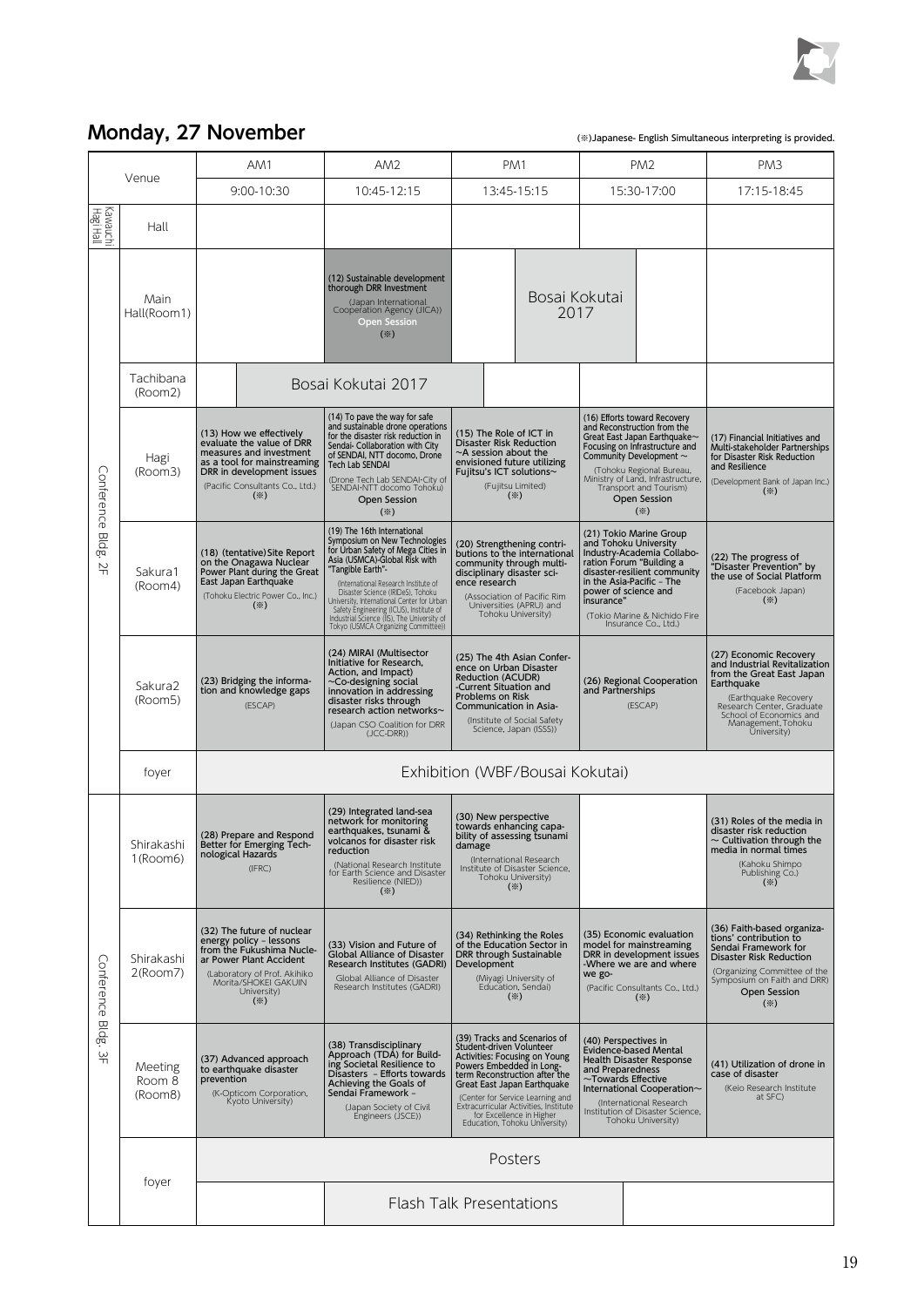## Monday, 27 November

(※)Japanese- English Simultaneous interpreting is provided.

| | Venue | AM1<br>9:00-10:30 | AM2<br>10:45-12:15 | PM1<br>13:45-15:15 | PM2<br>15:30-17:00 | PM3<br>17:15-18:45 |
|---|---|---|---|---|---|---|
| Kawauchi Hagi Hall | Hall | | | | | |
| Conference Bldg. 2F | Main Hall(Room1) | | (12) Sustainable development thorough DRR Investment (Japan International Cooperation Agency (JICA)) Open Session (※) | Bosai Kokutai 2017 | Bosai Kokutai 2017 | |
| Conference Bldg. 2F | Tachibana (Room2) | Bosai Kokutai 2017 | Bosai Kokutai 2017 | Bosai Kokutai 2017 | | |
| Conference Bldg. 2F | Hagi (Room3) | (13) How we effectively evaluate the value of DRR measures and investment as a tool for mainstreaming DRR in development issues (Pacific Consultants Co., Ltd.) (※) | (14) To pave the way for safe and sustainable drone operations for the disaster risk reduction in Sendai- Collaboration with City of SENDAI, NTT docomo, Drone Tech Lab SENDAI (Drone Tech Lab SENDAI-City of SENDAI-NTT docomo Tohoku) Open Session (※) | (15) The Role of ICT in Disaster Risk Reduction ~A session about the envisioned future utilizing Fujitsu's ICT solutions~ (Fujitsu Limited) (※) | (16) Efforts toward Recovery and Reconstruction from the Great East Japan Earthquake~ Focusing on Infrastructure and Community Development ~ (Tohoku Regional Bureau, Ministry of Land, Infrastructure, Transport and Tourism) Open Session (※) | (17) Financial Initiatives and Multi-stakeholder Partnerships for Disaster Risk Reduction and Resilience (Development Bank of Japan Inc.) (※) |
| Conference Bldg. 2F | Sakura1 (Room4) | (18) (tentative) Site Report on the Onagawa Nuclear Power Plant during the Great East Japan Earthquake (Tohoku Electric Power Co., Inc.) (※) | (19) The 16th International Symposium on New Technologies for Urban Safety of Mega Cities in Asia (USMCA)-Global Risk with "Tangible Earth"- (International Research Institute of Disaster Science (IRIDeS), Tohoku University, International Center for Urban Safety Engineering (ICUS), Institute of Industrial Science (IIS), The University of Tokyo (USMCA Organizing Committee)) | (20) Strengthening contributions to the international community through multi-disciplinary disaster science research (Association of Pacific Rim Universities (APRU) and Tohoku University) | (21) Tokio Marine Group and Tohoku University Industry-Academia Collaboration Forum "Building a disaster-resilient community in the Asia-Pacific - The power of science and insurance" (Tokio Marine & Nichido Fire Insurance Co., Ltd.) | (22) The progress of "Disaster Prevention" by the use of Social Platform (Facebook Japan) (※) |
| Conference Bldg. 2F | Sakura2 (Room5) | (23) Bridging the information and knowledge gaps (ESCAP) | (24) MIRAI (Multisector Initiative for Research, Action, and Impact) ~Co-designing social innovation in addressing disaster risks through research action networks~ (Japan CSO Coalition for DRR (JCC-DRR)) | (25) The 4th Asian Conference on Urban Disaster Reduction (ACUDR) -Current Situation and Problems on Risk Communication in Asia- (Institute of Social Safety Science, Japan (ISSS)) | (26) Regional Cooperation and Partnerships (ESCAP) | (27) Economic Recovery and Industrial Revitalization from the Great East Japan Earthquake (Earthquake Recovery Research Center, Graduate School of Economics and Management, Tohoku University) |
| Conference Bldg. 2F | foyer | Exhibition (WBF/Bousai Kokutai) | | | | |
| Conference Bldg. 3F | Shirakashi 1(Room6) | (28) Prepare and Respond Better for Emerging Technological Hazards (IFRC) | (29) Integrated land-sea network for monitoring earthquakes, tsunami & volcanos for disaster risk reduction (National Research Institute for Earth Science and Disaster Resilience (NIED)) (※) | (30) New perspective towards enhancing capability of assessing tsunami damage (International Research Institute of Disaster Science, Tohoku University) (※) | | (31) Roles of the media in disaster risk reduction ~ Cultivation through the media in normal times (Kahoku Shimpo Publishing Co.) (※) |
| Conference Bldg. 3F | Shirakashi 2(Room7) | (32) The future of nuclear energy policy - lessons from the Fukushima Nuclear Power Plant Accident (Laboratory of Prof. Akihiko Morita/SHOKEI GAKUIN University) (※) | (33) Vision and Future of Global Alliance of Disaster Research Institutes (GADRI) Global Alliance of Disaster Research Institutes (GADRI) | (34) Rethinking the Roles of the Education Sector in DRR through Sustainable Development (Miyagi University of Education, Sendai) (※) | (35) Economic evaluation model for mainstreaming DRR in development issues -Where we are and where we go- (Pacific Consultants Co., Ltd.) (※) | (36) Faith-based organizations' contribution to Sendai Framework for Disaster Risk Reduction (Organizing Committee of the Symposium on Faith and DRR) Open Session (※) |
| Conference Bldg. 3F | Meeting Room 8 (Room8) | (37) Advanced approach to earthquake disaster prevention (K-Opticom Corporation, Kyoto University) | (38) Transdisciplinary Approach (TDA) for Building Societal Resilience to Disasters - Efforts towards Achieving the Goals of Sendai Framework - (Japan Society of Civil Engineers (JSCE)) | (39) Tracks and Scenarios of Student-driven Volunteer Activities: Focusing on Young Powers Embedded in Long-term Reconstruction after the Great East Japan Earthquake (Center for Service Learning and Extracurricular Activities, Institute for Excellence in Higher Education, Tohoku University) | (40) Perspectives in Evidence-based Mental Health Disaster Response and Preparedness ~Towards Effective International Cooperation~ (International Research Institution of Disaster Science, Tohoku University) | (41) Utilization of drone in case of disaster (Keio Research Institute at SFC) |
| Conference Bldg. 3F | foyer | Posters | | | | |
| Conference Bldg. 3F | foyer | | Flash Talk Presentations | | | |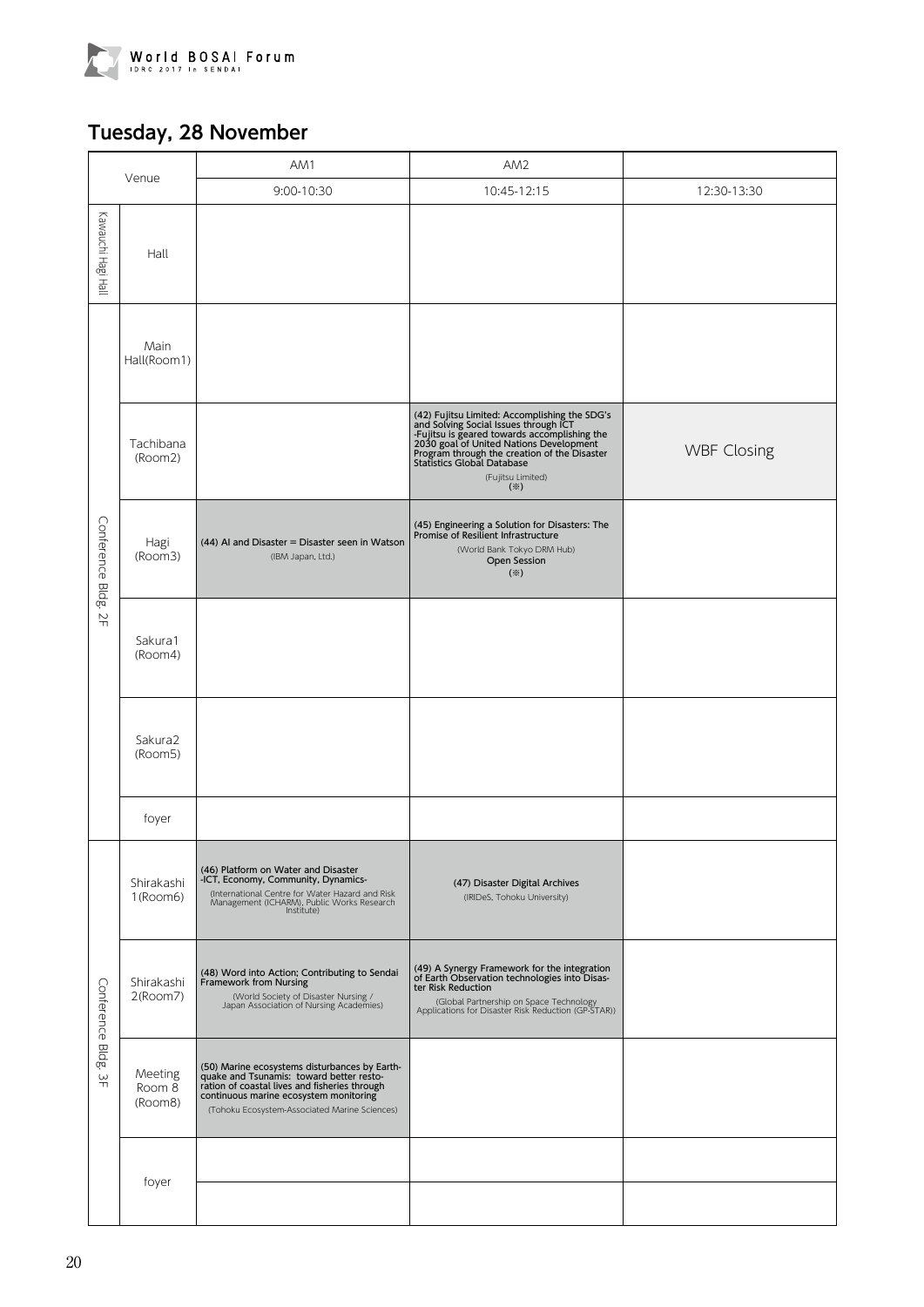## Tuesday, 28 November

| Venue | | AM1 | AM2 | |
|---|---|---|---|---|
| | | 9:00-10:30 | 10:45-12:15 | 12:30-13:30 |
| Kawauchi Hagi Hall | Hall | | | |
| Conference Bldg. 2F | Main Hall(Room1) | | | |
| | Tachibana (Room2) | | **(42) Fujitsu Limited: Accomplishing the SDG's and Solving Social Issues through ICT -Fujitsu is geared towards accomplishing the 2030 goal of United Nations Development Program through the creation of the Disaster Statistics Global Database** (Fujitsu Limited) (※) | WBF Closing |
| | Hagi (Room3) | **(44) AI and Disaster = Disaster seen in Watson** (IBM Japan, Ltd.) | **(45) Engineering a Solution for Disasters: The Promise of Resilient Infrastructure** (World Bank Tokyo DRM Hub) **Open Session** (※) | |
| | Sakura1 (Room4) | | | |
| | Sakura2 (Room5) | | | |
| | foyer | | | |
| Conference Bldg. 3F | Shirakashi 1(Room6) | **(46) Platform on Water and Disaster -ICT, Economy, Community, Dynamics-** (International Centre for Water Hazard and Risk Management (ICHARM), Public Works Research Institute) | **(47) Disaster Digital Archives** (IRIDeS, Tohoku University) | |
| | Shirakashi 2(Room7) | **(48) Word into Action; Contributing to Sendai Framework from Nursing** (World Society of Disaster Nursing / Japan Association of Nursing Academies) | **(49) A Synergy Framework for the integration of Earth Observation technologies into Disaster Risk Reduction** (Global Partnership on Space Technology Applications for Disaster Risk Reduction (GP-STAR)) | |
| | Meeting Room 8 (Room8) | **(50) Marine ecosystems disturbances by Earthquake and Tsunamis: toward better restoration of coastal lives and fisheries through continuous marine ecosystem monitoring** (Tohoku Ecosystem-Associated Marine Sciences) | | |
| | foyer | | | |
| | | | | |